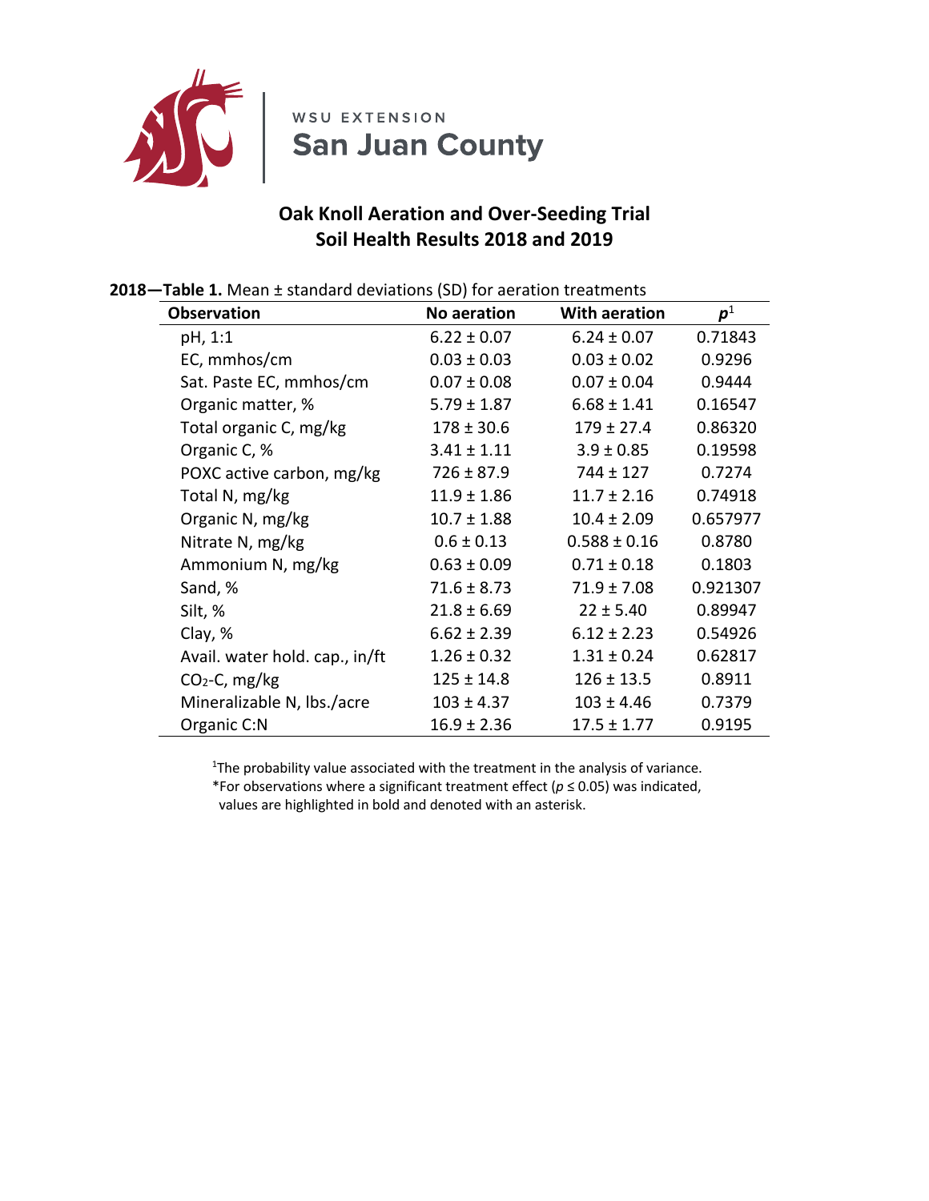WSU EXTENSION
San Juan County

# Oak Knoll Aeration and Over-Seeding Trial
## Soil Health Results 2018 and 2019

**2018—Table 1.** Mean ± standard deviations (SD) for aeration treatments

| Observation | No aeration | With aeration | $p$[1] |
|---|---|---|---|
| pH, 1:1 | 6.22 ± 0.07 | 6.24 ± 0.07 | 0.71843 |
| EC, mmhos/cm | 0.03 ± 0.03 | 0.03 ± 0.02 | 0.9296 |
| Sat. Paste EC, mmhos/cm | 0.07 ± 0.08 | 0.07 ± 0.04 | 0.9444 |
| Organic matter, % | 5.79 ± 1.87 | 6.68 ± 1.41 | 0.16547 |
| Total organic C, mg/kg | 178 ± 30.6 | 179 ± 27.4 | 0.86320 |
| Organic C, % | 3.41 ± 1.11 | 3.9 ± 0.85 | 0.19598 |
| POXC active carbon, mg/kg | 726 ± 87.9 | 744 ± 127 | 0.7274 |
| Total N, mg/kg | 11.9 ± 1.86 | 11.7 ± 2.16 | 0.74918 |
| Organic N, mg/kg | 10.7 ± 1.88 | 10.4 ± 2.09 | 0.657977 |
| Nitrate N, mg/kg | 0.6 ± 0.13 | 0.588 ± 0.16 | 0.8780 |
| Ammonium N, mg/kg | 0.63 ± 0.09 | 0.71 ± 0.18 | 0.1803 |
| Sand, % | 71.6 ± 8.73 | 71.9 ± 7.08 | 0.921307 |
| Silt, % | 21.8 ± 6.69 | 22 ± 5.40 | 0.89947 |
| Clay, % | 6.62 ± 2.39 | 6.12 ± 2.23 | 0.54926 |
| Avail. water hold. cap., in/ft | 1.26 ± 0.32 | 1.31 ± 0.24 | 0.62817 |
| $CO_2$-C, mg/kg | 125 ± 14.8 | 126 ± 13.5 | 0.8911 |
| Mineralizable N, lbs./acre | 103 ± 4.37 | 103 ± 4.46 | 0.7379 |
| Organic C:N | 16.9 ± 2.36 | 17.5 ± 1.77 | 0.9195 |

[1]The probability value associated with the treatment in the analysis of variance.
*For observations where a significant treatment effect ($p \leq 0.05$) was indicated, values are highlighted in bold and denoted with an asterisk.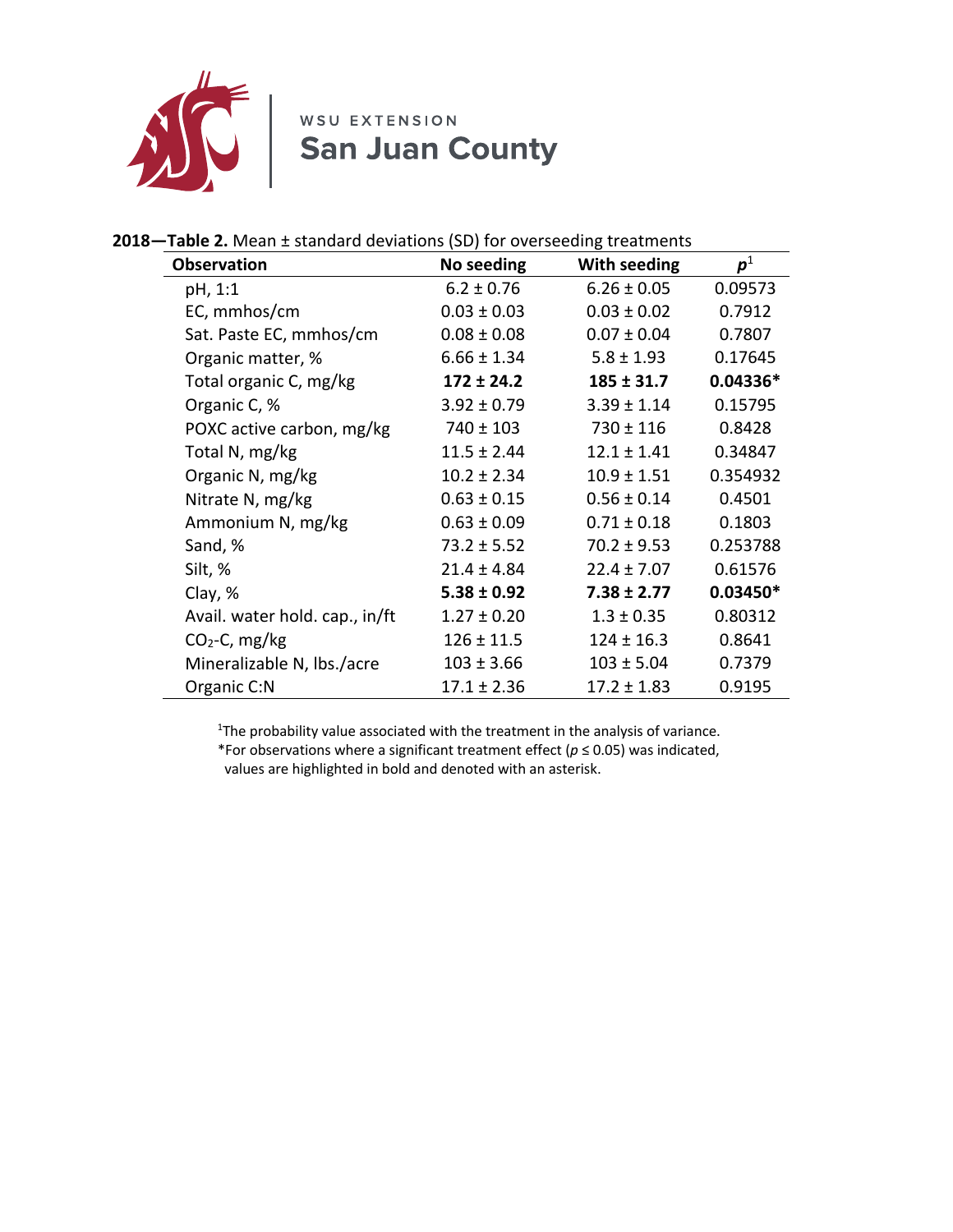WSU EXTENSION
San Juan County

**2018—Table 2.** Mean ± standard deviations (SD) for overseeding treatments

| Observation | No seeding | With seeding | $p$[1] |
|---|---|---|---|
| pH, 1:1 | 6.2 ± 0.76 | 6.26 ± 0.05 | 0.09573 |
| EC, mmhos/cm | 0.03 ± 0.03 | 0.03 ± 0.02 | 0.7912 |
| Sat. Paste EC, mmhos/cm | 0.08 ± 0.08 | 0.07 ± 0.04 | 0.7807 |
| Organic matter, % | 6.66 ± 1.34 | 5.8 ± 1.93 | 0.17645 |
| Total organic C, mg/kg | **172 ± 24.2** | **185 ± 31.7** | **0.04336*** |
| Organic C, % | 3.92 ± 0.79 | 3.39 ± 1.14 | 0.15795 |
| POXC active carbon, mg/kg | 740 ± 103 | 730 ± 116 | 0.8428 |
| Total N, mg/kg | 11.5 ± 2.44 | 12.1 ± 1.41 | 0.34847 |
| Organic N, mg/kg | 10.2 ± 2.34 | 10.9 ± 1.51 | 0.354932 |
| Nitrate N, mg/kg | 0.63 ± 0.15 | 0.56 ± 0.14 | 0.4501 |
| Ammonium N, mg/kg | 0.63 ± 0.09 | 0.71 ± 0.18 | 0.1803 |
| Sand, % | 73.2 ± 5.52 | 70.2 ± 9.53 | 0.253788 |
| Silt, % | 21.4 ± 4.84 | 22.4 ± 7.07 | 0.61576 |
| Clay, % | **5.38 ± 0.92** | **7.38 ± 2.77** | **0.03450*** |
| Avail. water hold. cap., in/ft | 1.27 ± 0.20 | 1.3 ± 0.35 | 0.80312 |
| $CO_2$-C, mg/kg | 126 ± 11.5 | 124 ± 16.3 | 0.8641 |
| Mineralizable N, lbs./acre | 103 ± 3.66 | 103 ± 5.04 | 0.7379 |
| Organic C:N | 17.1 ± 2.36 | 17.2 ± 1.83 | 0.9195 |

[1]The probability value associated with the treatment in the analysis of variance.
*For observations where a significant treatment effect ($p \leq 0.05$) was indicated, values are highlighted in bold and denoted with an asterisk.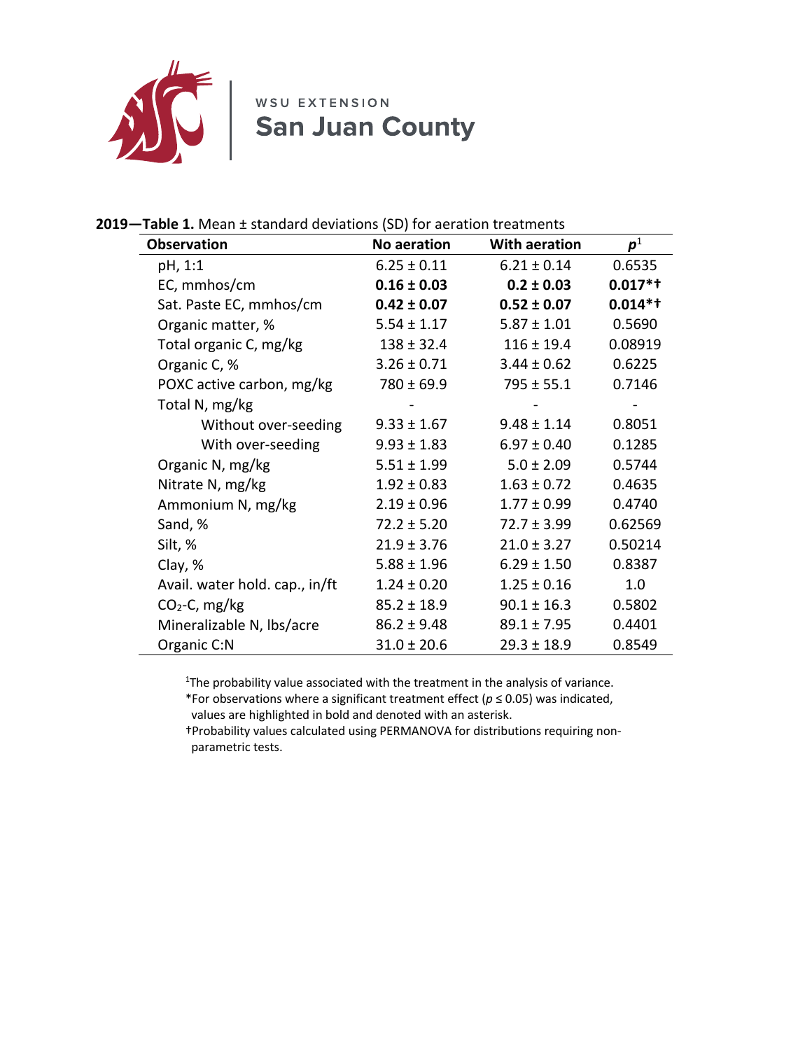WSU EXTENSION
San Juan County

**2019—Table 1.** Mean ± standard deviations (SD) for aeration treatments

| Observation | No aeration | With aeration | *p*[1] |
|---|---|---|---|
| pH, 1:1 | 6.25 ± 0.11 | 6.21 ± 0.14 | 0.6535 |
| EC, mmhos/cm | **0.16 ± 0.03** | **0.2 ± 0.03** | **0.017*†** |
| Sat. Paste EC, mmhos/cm | **0.42 ± 0.07** | **0.52 ± 0.07** | **0.014*†** |
| Organic matter, % | 5.54 ± 1.17 | 5.87 ± 1.01 | 0.5690 |
| Total organic C, mg/kg | 138 ± 32.4 | 116 ± 19.4 | 0.08919 |
| Organic C, % | 3.26 ± 0.71 | 3.44 ± 0.62 | 0.6225 |
| POXC active carbon, mg/kg | 780 ± 69.9 | 795 ± 55.1 | 0.7146 |
| Total N, mg/kg | - | - | - |
| Without over-seeding | 9.33 ± 1.67 | 9.48 ± 1.14 | 0.8051 |
| With over-seeding | 9.93 ± 1.83 | 6.97 ± 0.40 | 0.1285 |
| Organic N, mg/kg | 5.51 ± 1.99 | 5.0 ± 2.09 | 0.5744 |
| Nitrate N, mg/kg | 1.92 ± 0.83 | 1.63 ± 0.72 | 0.4635 |
| Ammonium N, mg/kg | 2.19 ± 0.96 | 1.77 ± 0.99 | 0.4740 |
| Sand, % | 72.2 ± 5.20 | 72.7 ± 3.99 | 0.62569 |
| Silt, % | 21.9 ± 3.76 | 21.0 ± 3.27 | 0.50214 |
| Clay, % | 5.88 ± 1.96 | 6.29 ± 1.50 | 0.8387 |
| Avail. water hold. cap., in/ft | 1.24 ± 0.20 | 1.25 ± 0.16 | 1.0 |
| $CO_2$-C, mg/kg | 85.2 ± 18.9 | 90.1 ± 16.3 | 0.5802 |
| Mineralizable N, lbs/acre | 86.2 ± 9.48 | 89.1 ± 7.95 | 0.4401 |
| Organic C:N | 31.0 ± 20.6 | 29.3 ± 18.9 | 0.8549 |

[1]The probability value associated with the treatment in the analysis of variance.
*For observations where a significant treatment effect ($p \leq 0.05$) was indicated, values are highlighted in bold and denoted with an asterisk.
†Probability values calculated using PERMANOVA for distributions requiring non-parametric tests.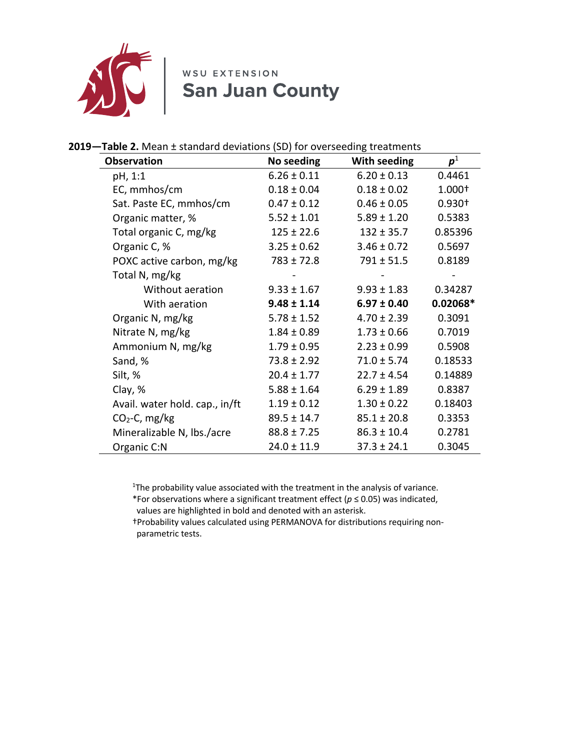**2019—Table 2.** Mean ± standard deviations (SD) for overseeding treatments

| Observation | No seeding | With seeding | $p^1$ |
|---|---|---|---|
| pH, 1:1 | 6.26 ± 0.11 | 6.20 ± 0.13 | 0.4461 |
| EC, mmhos/cm | 0.18 ± 0.04 | 0.18 ± 0.02 | 1.000† |
| Sat. Paste EC, mmhos/cm | 0.47 ± 0.12 | 0.46 ± 0.05 | 0.930† |
| Organic matter, % | 5.52 ± 1.01 | 5.89 ± 1.20 | 0.5383 |
| Total organic C, mg/kg | 125 ± 22.6 | 132 ± 35.7 | 0.85396 |
| Organic C, % | 3.25 ± 0.62 | 3.46 ± 0.72 | 0.5697 |
| POXC active carbon, mg/kg | 783 ± 72.8 | 791 ± 51.5 | 0.8189 |
| Total N, mg/kg | - | - | - |
| Without aeration | 9.33 ± 1.67 | 9.93 ± 1.83 | 0.34287 |
| With aeration | **9.48 ± 1.14** | **6.97 ± 0.40** | **0.02068*** |
| Organic N, mg/kg | 5.78 ± 1.52 | 4.70 ± 2.39 | 0.3091 |
| Nitrate N, mg/kg | 1.84 ± 0.89 | 1.73 ± 0.66 | 0.7019 |
| Ammonium N, mg/kg | 1.79 ± 0.95 | 2.23 ± 0.99 | 0.5908 |
| Sand, % | 73.8 ± 2.92 | 71.0 ± 5.74 | 0.18533 |
| Silt, % | 20.4 ± 1.77 | 22.7 ± 4.54 | 0.14889 |
| Clay, % | 5.88 ± 1.64 | 6.29 ± 1.89 | 0.8387 |
| Avail. water hold. cap., in/ft | 1.19 ± 0.12 | 1.30 ± 0.22 | 0.18403 |
| $CO_2$-C, mg/kg | 89.5 ± 14.7 | 85.1 ± 20.8 | 0.3353 |
| Mineralizable N, lbs./acre | 88.8 ± 7.25 | 86.3 ± 10.4 | 0.2781 |
| Organic C:N | 24.0 ± 11.9 | 37.3 ± 24.1 | 0.3045 |

[1]The probability value associated with the treatment in the analysis of variance.

*For observations where a significant treatment effect ($p \leq 0.05$) was indicated, values are highlighted in bold and denoted with an asterisk.

†Probability values calculated using PERMANOVA for distributions requiring non-parametric tests.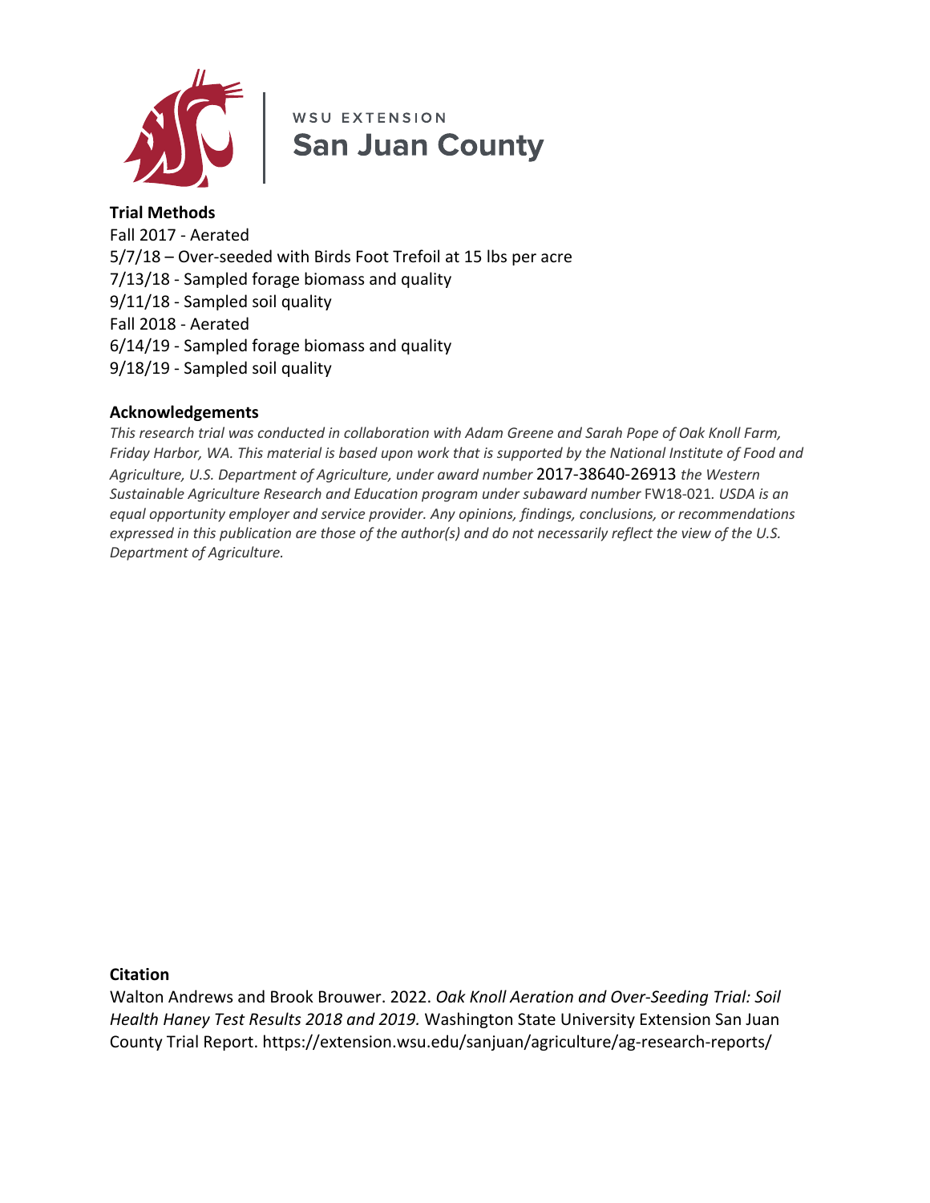WSU EXTENSION
San Juan County

**Trial Methods**

Fall 2017 - Aerated
5/7/18 – Over-seeded with Birds Foot Trefoil at 15 lbs per acre
7/13/18 - Sampled forage biomass and quality
9/11/18 - Sampled soil quality
Fall 2018 - Aerated
6/14/19 - Sampled forage biomass and quality
9/18/19 - Sampled soil quality

**Acknowledgements**

*This research trial was conducted in collaboration with Adam Greene and Sarah Pope of Oak Knoll Farm, Friday Harbor, WA. This material is based upon work that is supported by the National Institute of Food and Agriculture, U.S. Department of Agriculture, under award number* 2017-38640-26913 *the Western Sustainable Agriculture Research and Education program under subaward number* FW18-021*. USDA is an equal opportunity employer and service provider. Any opinions, findings, conclusions, or recommendations expressed in this publication are those of the author(s) and do not necessarily reflect the view of the U.S. Department of Agriculture.*

**Citation**

Walton Andrews and Brook Brouwer. 2022. *Oak Knoll Aeration and Over-Seeding Trial: Soil Health Haney Test Results 2018 and 2019.* Washington State University Extension San Juan County Trial Report. https://extension.wsu.edu/sanjuan/agriculture/ag-research-reports/